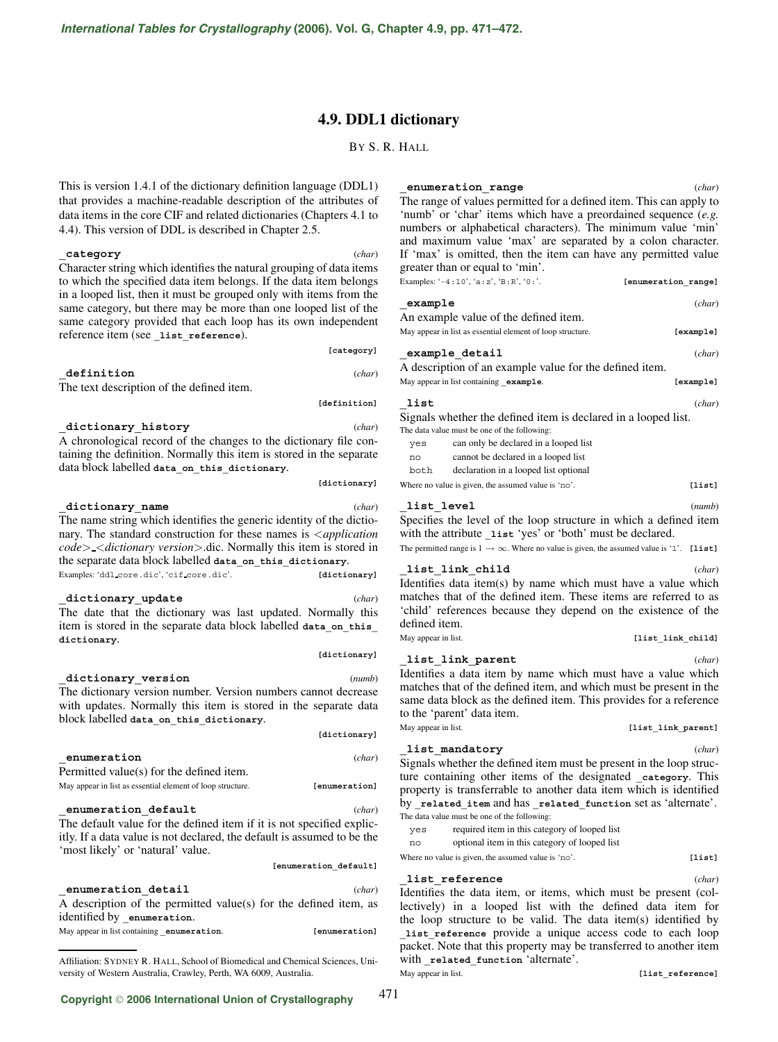# 4.9. DDL1 dictionary

BY S. R. HALL

This is version 1.4.1 of the dictionary definition language (DDL1) that provides a machine-readable description of the attributes of data items in the core CIF and related dictionaries (Chapters 4.1 to 4.4). This version of DDL is described in Chapter 2.5.

**_category** (*char*)

Character string which identifies the natural grouping of data items to which the specified data item belongs. If the data item belongs in a looped list, then it must be grouped only with items from the same category, but there may be more than one looped list of the same category provided that each loop has its own independent reference item (see **_list_reference**).

**[category]**

**_definition** (*char*)

The text description of the defined item.

**[definition]**

**_dictionary_history** (*char*)

A chronological record of the changes to the dictionary file containing the definition. Normally this item is stored in the separate data block labelled **data_on_this_dictionary**.

**[dictionary]**

**_dictionary_name** (*char*)

The name string which identifies the generic identity of the dictionary. The standard construction for these names is <*application code*>_<*dictionary version*>.dic. Normally this item is stored in the separate data block labelled **data_on_this_dictionary**.

Examples: 'ddl_core.dic', 'cif_core.dic'. **[dictionary]**

**_dictionary_update** (*char*)

The date that the dictionary was last updated. Normally this item is stored in the separate data block labelled **data_on_this_dictionary**.

**[dictionary]**

**_dictionary_version** (*numb*)

The dictionary version number. Version numbers cannot decrease with updates. Normally this item is stored in the separate data block labelled **data_on_this_dictionary**.

**[dictionary]**

**_enumeration** (*char*)

Permitted value(s) for the defined item.

May appear in list as essential element of loop structure. **[enumeration]**

**_enumeration_default** (*char*)

The default value for the defined item if it is not specified explicitly. If a data value is not declared, the default is assumed to be the 'most likely' or 'natural' value.

**[enumeration_default]**

**_enumeration_detail** (*char*)

A description of the permitted value(s) for the defined item, as identified by **_enumeration**.

May appear in list containing **_enumeration**. **[enumeration]**

**_enumeration_range** (*char*)

The range of values permitted for a defined item. This can apply to 'numb' or 'char' items which have a preordained sequence (*e.g.* numbers or alphabetical characters). The minimum value 'min' and maximum value 'max' are separated by a colon character. If 'max' is omitted, then the item can have any permitted value greater than or equal to 'min'.

Examples: '-4:10', 'a:z', 'B:R', '0:'. **[enumeration_range]**

**_example** (*char*)

An example value of the defined item.

May appear in list as essential element of loop structure. **[example]**

**_example_detail** (*char*)

A description of an example value for the defined item.

May appear in list containing **_example**. **[example]**

**_list** (*char*)

Signals whether the defined item is declared in a looped list.

The data value must be one of the following:

| | |
|---|---|
| yes | can only be declared in a looped list |
| no | cannot be declared in a looped list |
| both | declaration in a looped list optional |

Where no value is given, the assumed value is 'no'. **[list]**

**_list_level** (*numb*)

Specifies the level of the loop structure in which a defined item with the attribute **_list** 'yes' or 'both' must be declared.

The permitted range is $1 \rightarrow \infty$. Where no value is given, the assumed value is '1'. **[list]**

**_list_link_child** (*char*)

Identifies data item(s) by name which must have a value which matches that of the defined item. These items are referred to as 'child' references because they depend on the existence of the defined item.

May appear in list. **[list_link_child]**

**_list_link_parent** (*char*)

Identifies a data item by name which must have a value which matches that of the defined item, and which must be present in the same data block as the defined item. This provides for a reference to the 'parent' data item.

May appear in list. **[list_link_parent]**

**_list_mandatory** (*char*)

Signals whether the defined item must be present in the loop structure containing other items of the designated **_category**. This property is transferrable to another data item which is identified by **_related_item** and has **_related_function** set as 'alternate'.

The data value must be one of the following:

| | |
|---|---|
| yes | required item in this category of looped list |
| no | optional item in this category of looped list |

Where no value is given, the assumed value is 'no'. **[list]**

**_list_reference** (*char*)

Identifies the data item, or items, which must be present (collectively) in a looped list with the defined data item for the loop structure to be valid. The data item(s) identified by **_list_reference** provide a unique access code to each loop packet. Note that this property may be transferred to another item with **_related_function** 'alternate'.

May appear in list. **[list_reference]**

Affiliation: SYDNEY R. HALL, School of Biomedical and Chemical Sciences, University of Western Australia, Crawley, Perth, WA 6009, Australia.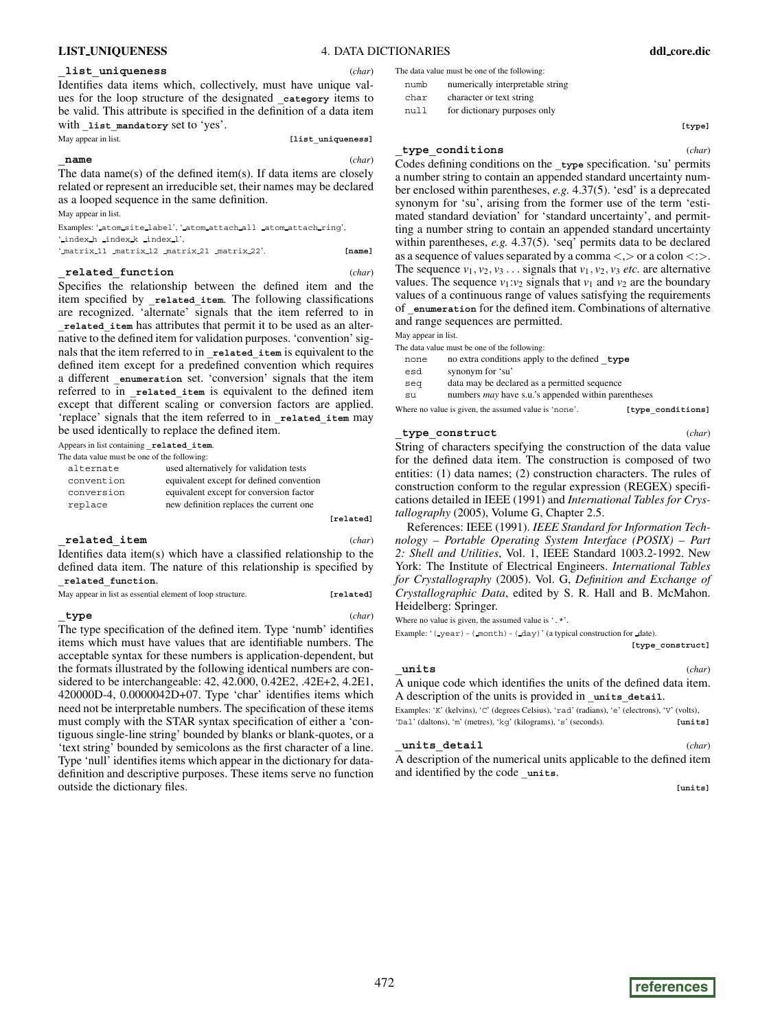**_list_uniqueness** (*char*)

Identifies data items which, collectively, must have unique values for the loop structure of the designated **_category** items to be valid. This attribute is specified in the definition of a data item with **_list_mandatory** set to 'yes'.

May appear in list. **[list_uniqueness]**

**_name** (*char*)

The data name(s) of the defined item(s). If data items are closely related or represent an irreducible set, their names may be declared as a looped sequence in the same definition.

May appear in list.

Examples: '_atom_site_label', '_atom_attach_all _atom_attach_ring', '_index_h _index_k _index_l', '_matrix_11 _matrix_12 _matrix_21 _matrix_22'. **[name]**

**_related_function** (*char*)

Specifies the relationship between the defined item and the item specified by **_related_item**. The following classifications are recognized. 'alternate' signals that the item referred to in **_related_item** has attributes that permit it to be used as an alternative to the defined item for validation purposes. 'convention' signals that the item referred to in **_related_item** is equivalent to the defined item except for a predefined convention which requires a different **_enumeration** set. 'conversion' signals that the item referred to in **_related_item** is equivalent to the defined item except that different scaling or conversion factors are applied. 'replace' signals that the item referred to in **_related_item** may be used identically to replace the defined item.

Appears in list containing **_related_item**.

The data value must be one of the following:

| | |
|---|---|
| alternate | used alternatively for validation tests |
| convention | equivalent except for defined convention |
| conversion | equivalent except for conversion factor |
| replace | new definition replaces the current one |

**[related]**

**_related_item** (*char*)

Identifies data item(s) which have a classified relationship to the defined data item. The nature of this relationship is specified by **_related_function**.

May appear in list as essential element of loop structure. **[related]**

**_type** (*char*)

The type specification of the defined item. Type 'numb' identifies items which must have values that are identifiable numbers. The acceptable syntax for these numbers is application-dependent, but the formats illustrated by the following identical numbers are considered to be interchangeable: 42, 42.000, 0.42E2, .42E+2, 4.2E1, 420000D-4, 0.0000042D+07. Type 'char' identifies items which need not be interpretable numbers. The specification of these items must comply with the STAR syntax specification of either a 'contiguous single-line string' bounded by blanks or blank-quotes, or a 'text string' bounded by semicolons as the first character of a line. Type 'null' identifies items which appear in the dictionary for data-definition and descriptive purposes. These items serve no function outside the dictionary files.

The data value must be one of the following:

| | |
|---|---|
| numb | numerically interpretable string |
| char | character or text string |
| null | for dictionary purposes only |

**[type]**

**_type_conditions** (*char*)

Codes defining conditions on the **_type** specification. 'su' permits a number string to contain an appended standard uncertainty number enclosed within parentheses, *e.g.* 4.37(5). 'esd' is a deprecated synonym for 'su', arising from the former use of the term 'estimated standard deviation' for 'standard uncertainty', and permitting a number string to contain an appended standard uncertainty within parentheses, *e.g.* 4.37(5). 'seq' permits data to be declared as a sequence of values separated by a comma <,> or a colon <:>. The sequence $v_1, v_2, v_3 \ldots$ signals that $v_1, v_2, v_3$ *etc.* are alternative values. The sequence $v_1$:$v_2$ signals that $v_1$ and $v_2$ are the boundary values of a continuous range of values satisfying the requirements of **_enumeration** for the defined item. Combinations of alternative and range sequences are permitted.

May appear in list.

The data value must be one of the following:

| | |
|---|---|
| none | no extra conditions apply to the defined **_type** |
| esd | synonym for 'su' |
| seq | data may be declared as a permitted sequence |
| su | numbers *may* have s.u.'s appended within parentheses |

Where no value is given, the assumed value is 'none'. **[type_conditions]**

**_type_construct** (*char*)

String of characters specifying the construction of the data value for the defined data item. The construction is composed of two entities: (1) data names; (2) construction characters. The rules of construction conform to the regular expression (REGEX) specifications detailed in IEEE (1991) and *International Tables for Crystallography* (2005), Volume G, Chapter 2.5.

References: IEEE (1991). *IEEE Standard for Information Technology – Portable Operating System Interface (POSIX) – Part 2: Shell and Utilities*, Vol. 1, IEEE Standard 1003.2-1992. New York: The Institute of Electrical Engineers. *International Tables for Crystallography* (2005). Vol. G, *Definition and Exchange of Crystallographic Data*, edited by S. R. Hall and B. McMahon. Heidelberg: Springer.

Where no value is given, the assumed value is '.*'.

Example: '(_year)-(_month)-(_day)' (a typical construction for _date). **[type_construct]**

**_units** (*char*)

A unique code which identifies the units of the defined data item. A description of the units is provided in **_units_detail**.

Examples: 'K' (kelvins), 'C' (degrees Celsius), 'rad' (radians), 'e' (electrons), 'V' (volts), 'Dal' (daltons), 'm' (metres), 'kg' (kilograms), 's' (seconds). **[units]**

**_units_detail** (*char*)

A description of the numerical units applicable to the defined item and identified by the code **_units**.

**[units]**